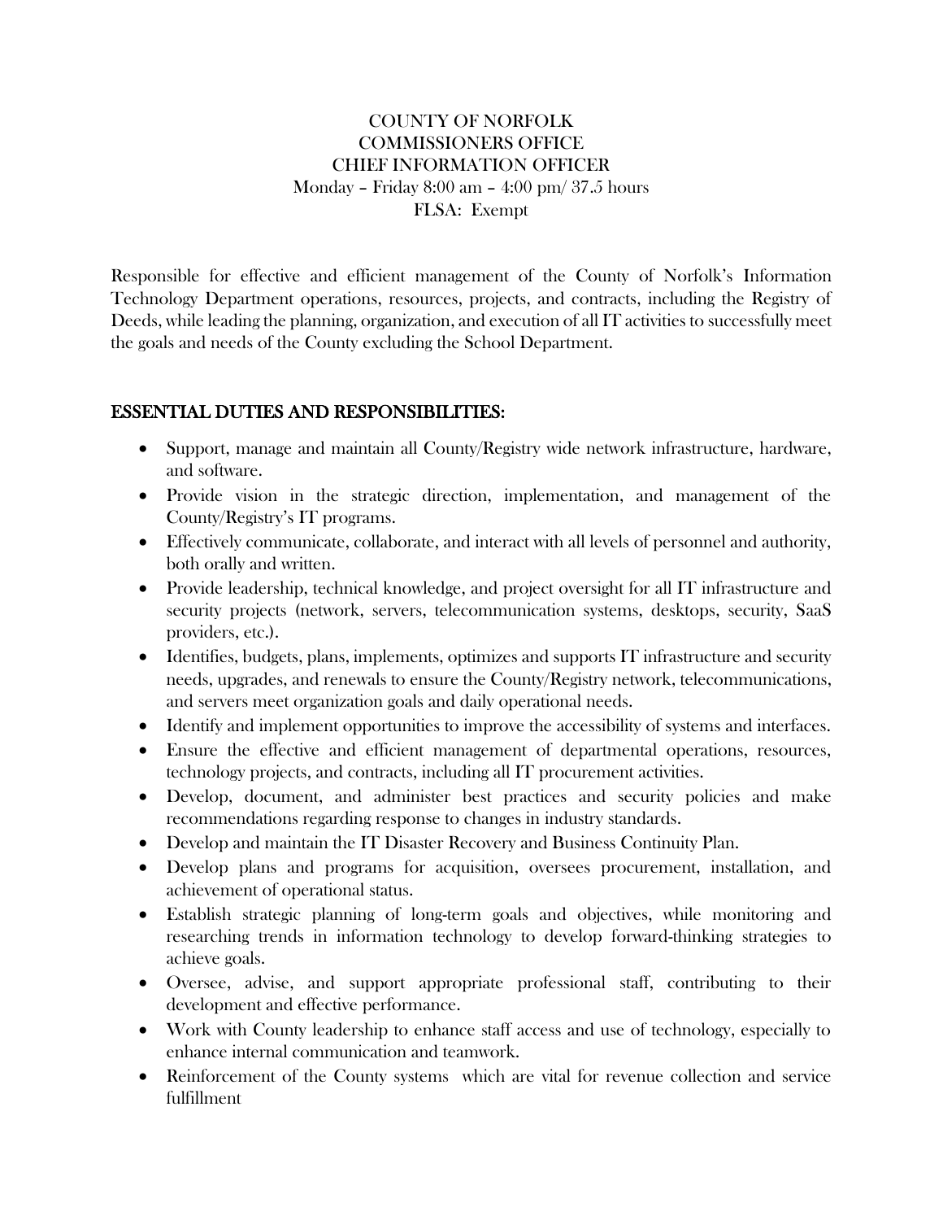# COUNTY OF NORFOLK
## COMMISSIONERS OFFICE
## CHIEF INFORMATION OFFICER

Monday – Friday 8:00 am – 4:00 pm/ 37.5 hours
FLSA: Exempt

Responsible for effective and efficient management of the County of Norfolk's Information Technology Department operations, resources, projects, and contracts, including the Registry of Deeds, while leading the planning, organization, and execution of all IT activities to successfully meet the goals and needs of the County excluding the School Department.

## ESSENTIAL DUTIES AND RESPONSIBILITIES:

- Support, manage and maintain all County/Registry wide network infrastructure, hardware, and software.
- Provide vision in the strategic direction, implementation, and management of the County/Registry's IT programs.
- Effectively communicate, collaborate, and interact with all levels of personnel and authority, both orally and written.
- Provide leadership, technical knowledge, and project oversight for all IT infrastructure and security projects (network, servers, telecommunication systems, desktops, security, SaaS providers, etc.).
- Identifies, budgets, plans, implements, optimizes and supports IT infrastructure and security needs, upgrades, and renewals to ensure the County/Registry network, telecommunications, and servers meet organization goals and daily operational needs.
- Identify and implement opportunities to improve the accessibility of systems and interfaces.
- Ensure the effective and efficient management of departmental operations, resources, technology projects, and contracts, including all IT procurement activities.
- Develop, document, and administer best practices and security policies and make recommendations regarding response to changes in industry standards.
- Develop and maintain the IT Disaster Recovery and Business Continuity Plan.
- Develop plans and programs for acquisition, oversees procurement, installation, and achievement of operational status.
- Establish strategic planning of long-term goals and objectives, while monitoring and researching trends in information technology to develop forward-thinking strategies to achieve goals.
- Oversee, advise, and support appropriate professional staff, contributing to their development and effective performance.
- Work with County leadership to enhance staff access and use of technology, especially to enhance internal communication and teamwork.
- Reinforcement of the County systems which are vital for revenue collection and service fulfillment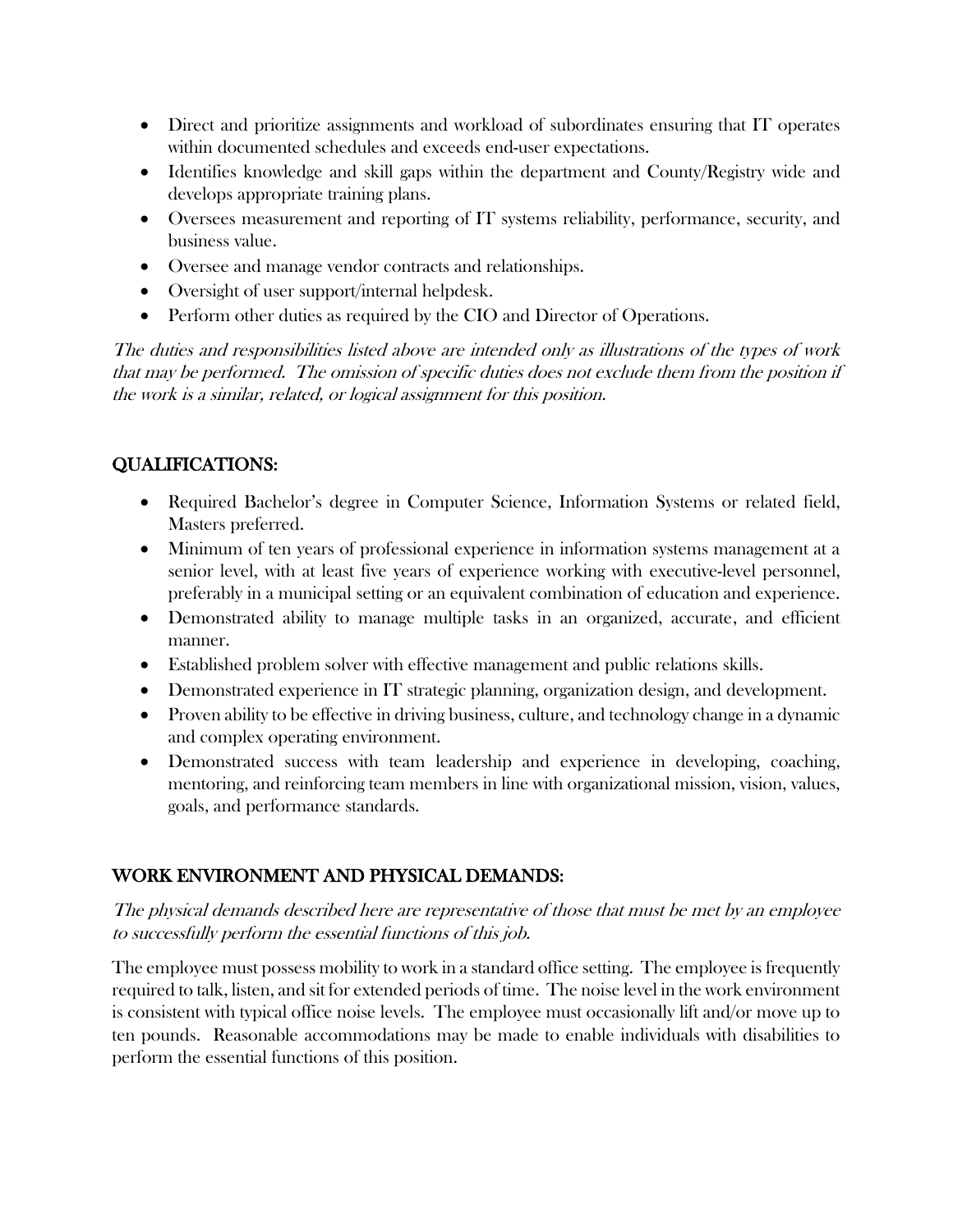- Direct and prioritize assignments and workload of subordinates ensuring that IT operates within documented schedules and exceeds end-user expectations.
- Identifies knowledge and skill gaps within the department and County/Registry wide and develops appropriate training plans.
- Oversees measurement and reporting of IT systems reliability, performance, security, and business value.
- Oversee and manage vendor contracts and relationships.
- Oversight of user support/internal helpdesk.
- Perform other duties as required by the CIO and Director of Operations.

*The duties and responsibilities listed above are intended only as illustrations of the types of work that may be performed. The omission of specific duties does not exclude them from the position if the work is a similar, related, or logical assignment for this position.*

## QUALIFICATIONS:

- Required Bachelor's degree in Computer Science, Information Systems or related field, Masters preferred.
- Minimum of ten years of professional experience in information systems management at a senior level, with at least five years of experience working with executive-level personnel, preferably in a municipal setting or an equivalent combination of education and experience.
- Demonstrated ability to manage multiple tasks in an organized, accurate, and efficient manner.
- Established problem solver with effective management and public relations skills.
- Demonstrated experience in IT strategic planning, organization design, and development.
- Proven ability to be effective in driving business, culture, and technology change in a dynamic and complex operating environment.
- Demonstrated success with team leadership and experience in developing, coaching, mentoring, and reinforcing team members in line with organizational mission, vision, values, goals, and performance standards.

## WORK ENVIRONMENT AND PHYSICAL DEMANDS:

*The physical demands described here are representative of those that must be met by an employee to successfully perform the essential functions of this job.*

The employee must possess mobility to work in a standard office setting. The employee is frequently required to talk, listen, and sit for extended periods of time. The noise level in the work environment is consistent with typical office noise levels. The employee must occasionally lift and/or move up to ten pounds. Reasonable accommodations may be made to enable individuals with disabilities to perform the essential functions of this position.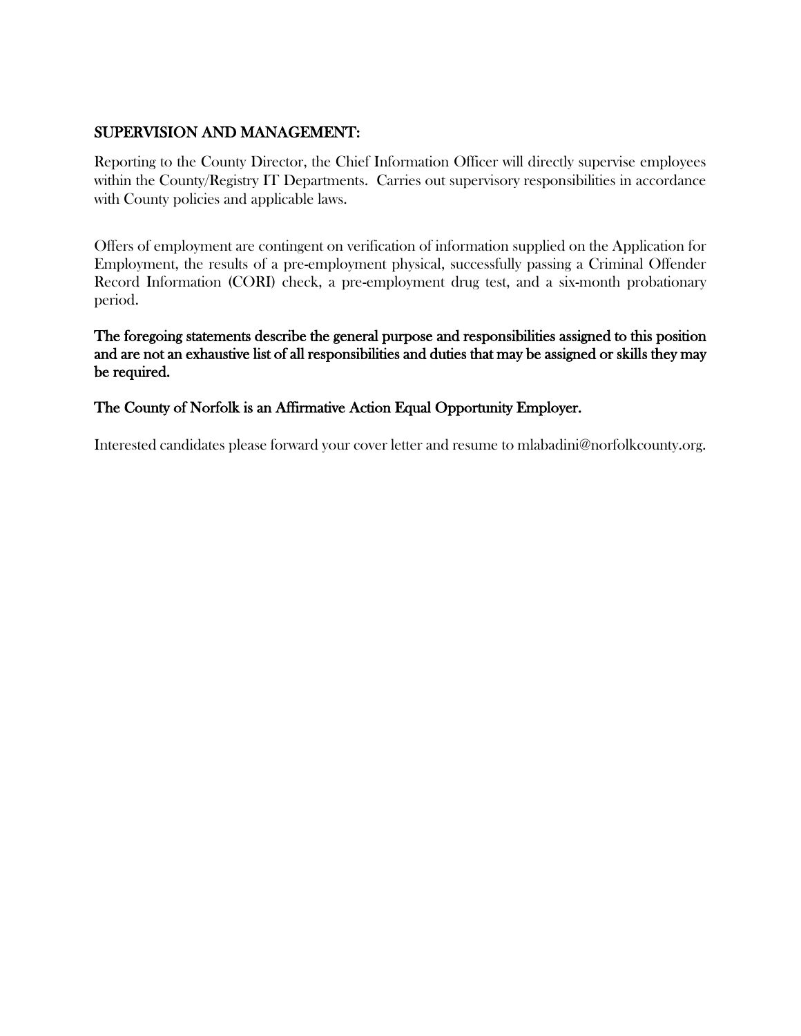## SUPERVISION AND MANAGEMENT:

Reporting to the County Director, the Chief Information Officer will directly supervise employees within the County/Registry IT Departments. Carries out supervisory responsibilities in accordance with County policies and applicable laws.

Offers of employment are contingent on verification of information supplied on the Application for Employment, the results of a pre-employment physical, successfully passing a Criminal Offender Record Information (CORI) check, a pre-employment drug test, and a six-month probationary period.

**The foregoing statements describe the general purpose and responsibilities assigned to this position and are not an exhaustive list of all responsibilities and duties that may be assigned or skills they may be required.**

**The County of Norfolk is an Affirmative Action Equal Opportunity Employer.**

Interested candidates please forward your cover letter and resume to mlabadini@norfolkcounty.org.